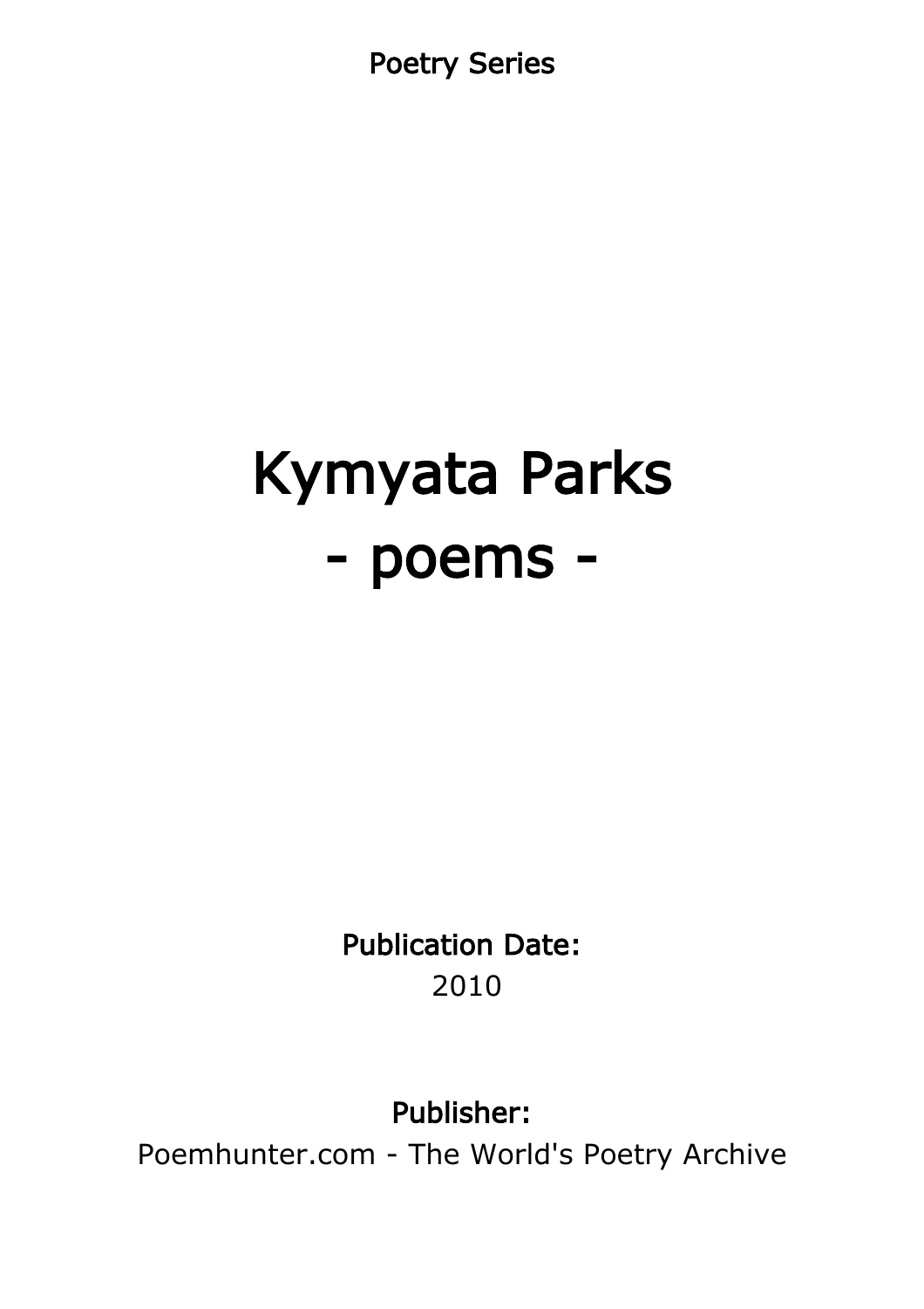Poetry Series

# Kymyata Parks
# - poems -

**Publication Date:**
2010

**Publisher:**
Poemhunter.com - The World's Poetry Archive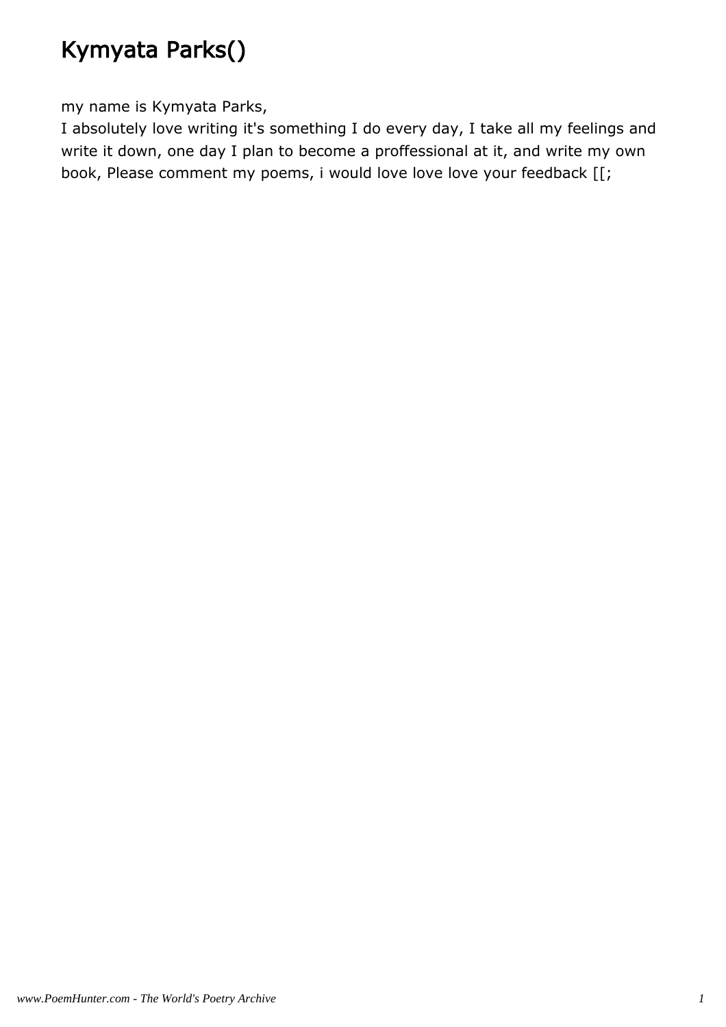# Kymyata Parks()

my name is Kymyata Parks,
I absolutely love writing it's something I do every day, I take all my feelings and write it down, one day I plan to become a proffessional at it, and write my own book, Please comment my poems, i would love love love your feedback [[;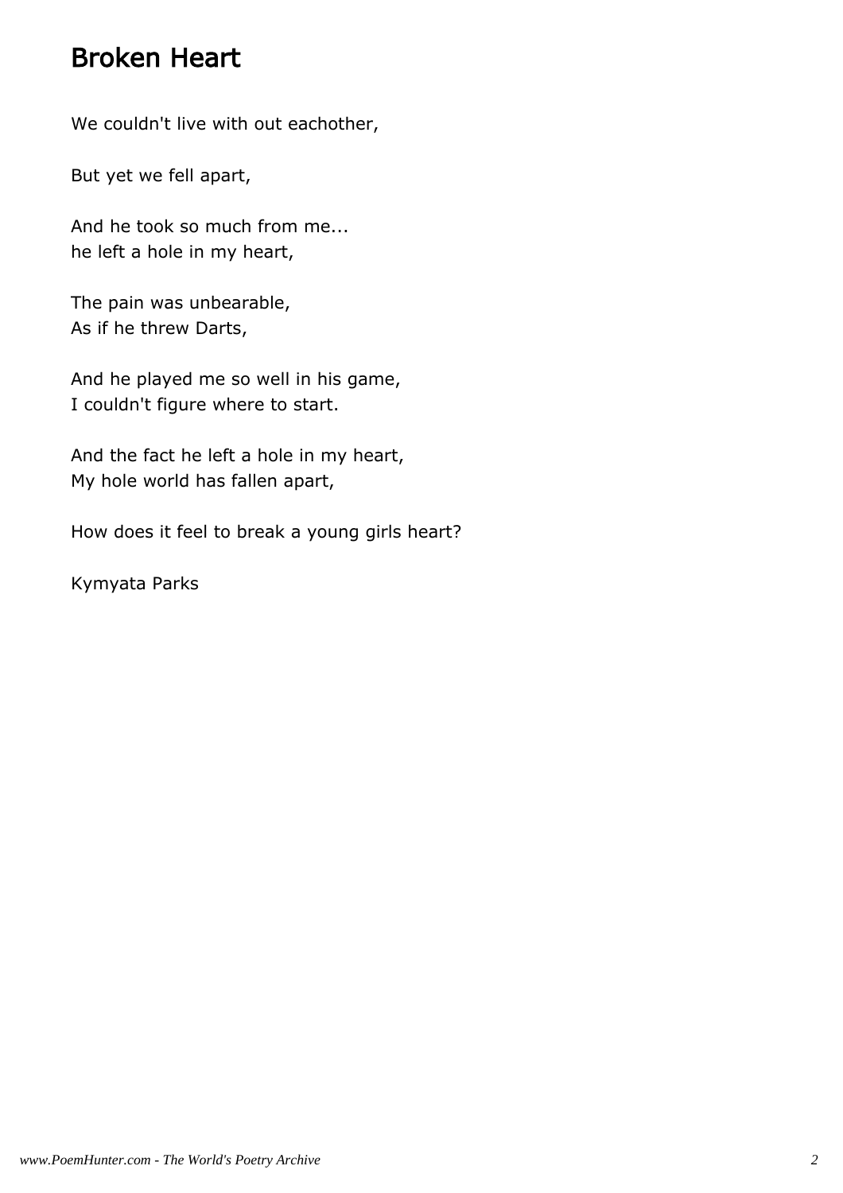# Broken Heart

We couldn't live with out eachother,

But yet we fell apart,

And he took so much from me...
he left a hole in my heart,

The pain was unbearable,
As if he threw Darts,

And he played me so well in his game,
I couldn't figure where to start.

And the fact he left a hole in my heart,
My hole world has fallen apart,

How does it feel to break a young girls heart?

Kymyata Parks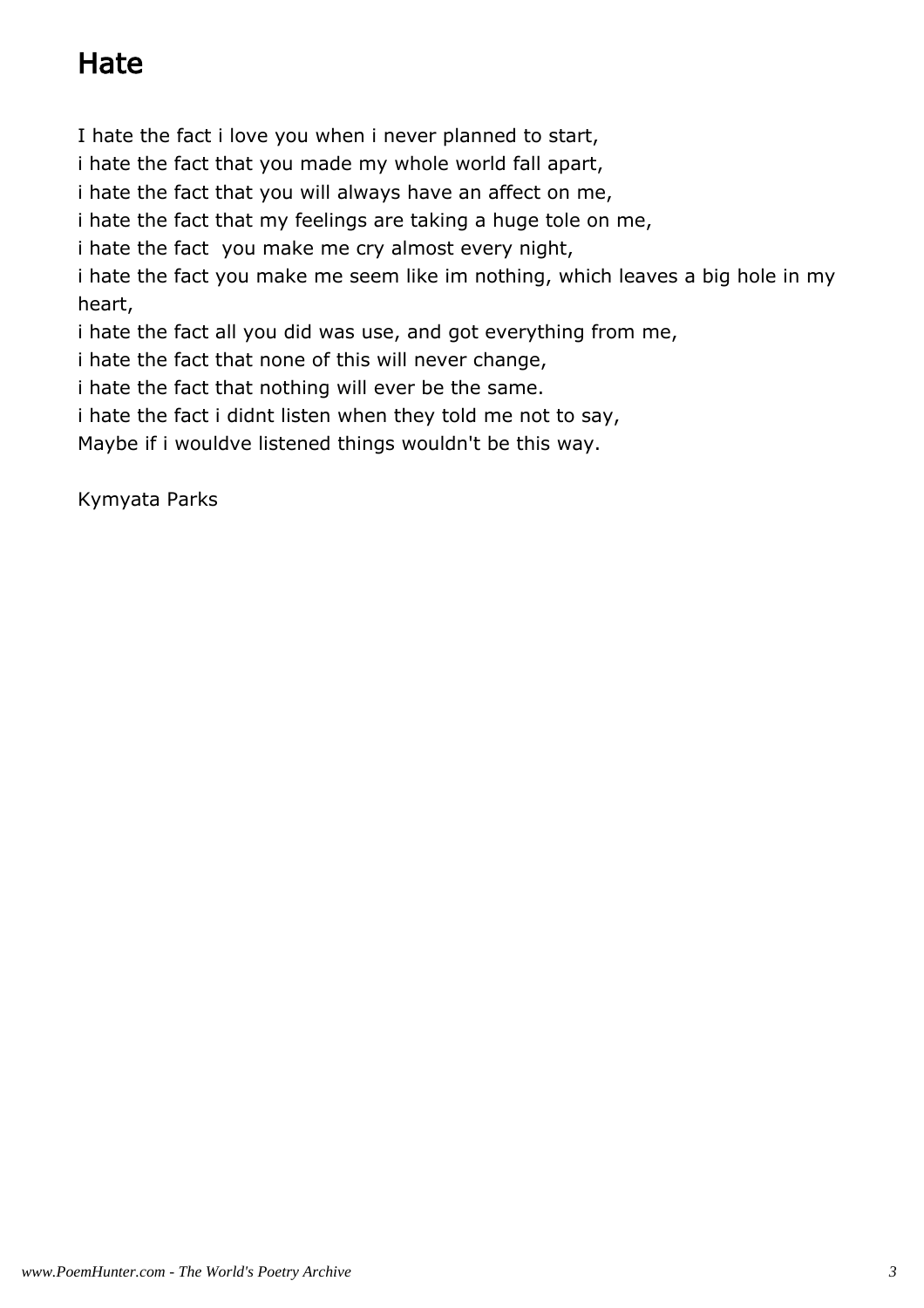# Hate

I hate the fact i love you when i never planned to start,  
i hate the fact that you made my whole world fall apart,  
i hate the fact that you will always have an affect on me,  
i hate the fact that my feelings are taking a huge tole on me,  
i hate the fact  you make me cry almost every night,  
i hate the fact you make me seem like im nothing, which leaves a big hole in my heart,  
i hate the fact all you did was use, and got everything from me,  
i hate the fact that none of this will never change,  
i hate the fact that nothing will ever be the same.  
i hate the fact i didnt listen when they told me not to say,  
Maybe if i wouldve listened things wouldn't be this way.

Kymyata Parks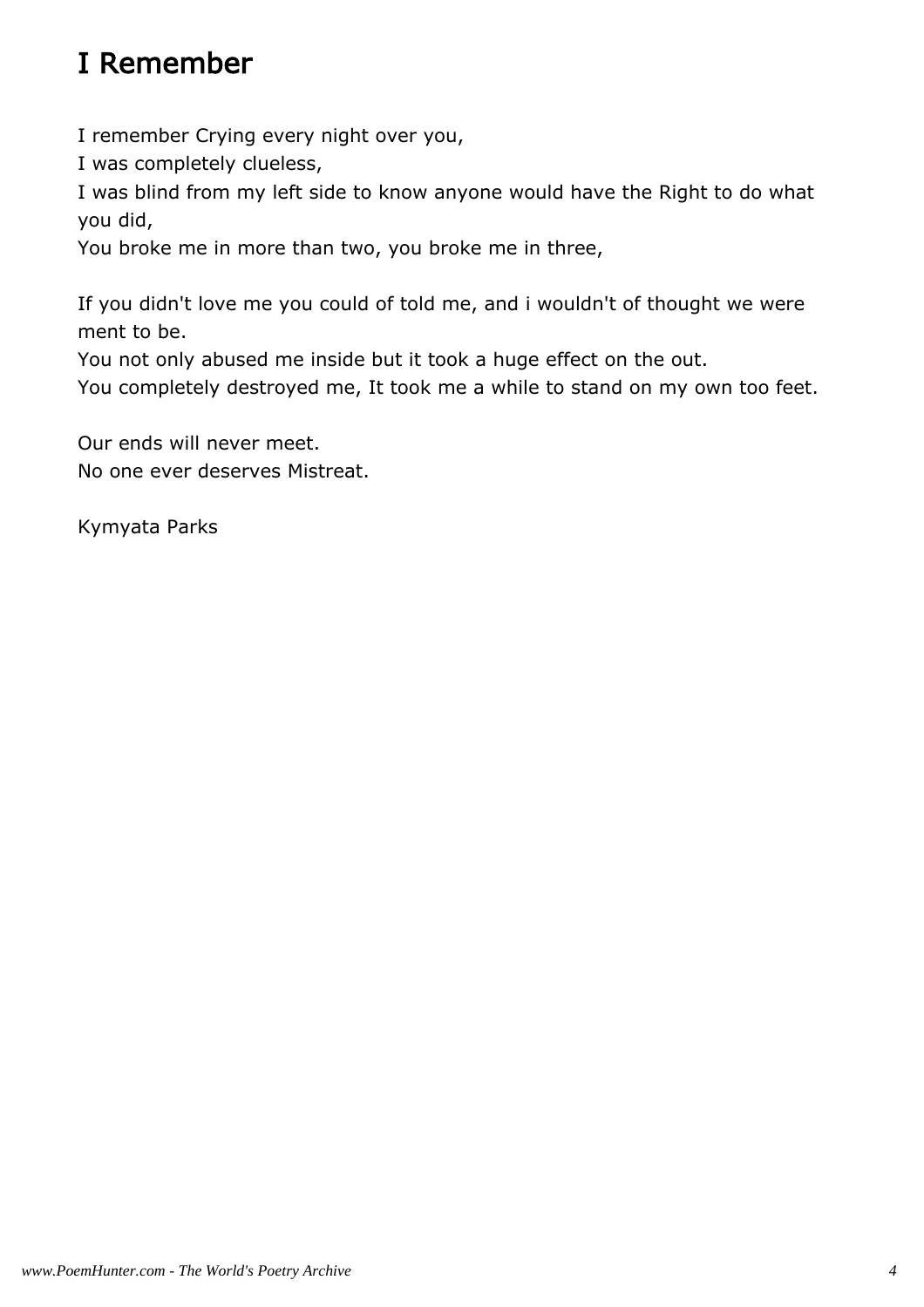# I Remember

I remember Crying every night over you,
I was completely clueless,
I was blind from my left side to know anyone would have the Right to do what you did,
You broke me in more than two, you broke me in three,

If you didn't love me you could of told me, and i wouldn't of thought we were ment to be.
You not only abused me inside but it took a huge effect on the out.
You completely destroyed me, It took me a while to stand on my own too feet.

Our ends will never meet.
No one ever deserves Mistreat.

Kymyata Parks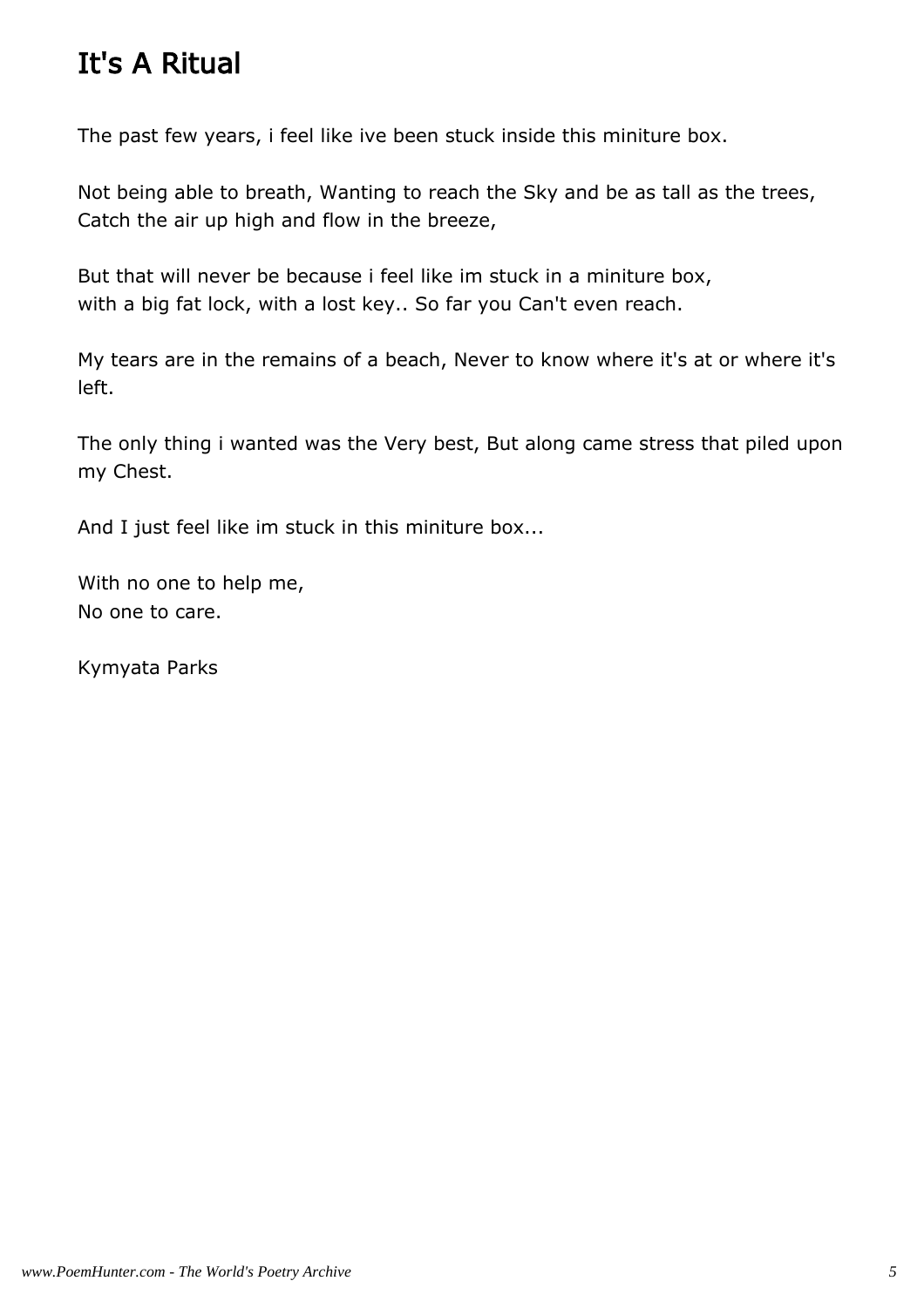# It's A Ritual

The past few years, i feel like ive been stuck inside this miniture box.

Not being able to breath, Wanting to reach the Sky and be as tall as the trees,
Catch the air up high and flow in the breeze,

But that will never be because i feel like im stuck in a miniture box,
with a big fat lock, with a lost key.. So far you Can't even reach.

My tears are in the remains of a beach, Never to know where it's at or where it's left.

The only thing i wanted was the Very best, But along came stress that piled upon my Chest.

And I just feel like im stuck in this miniture box...

With no one to help me,
No one to care.

Kymyata Parks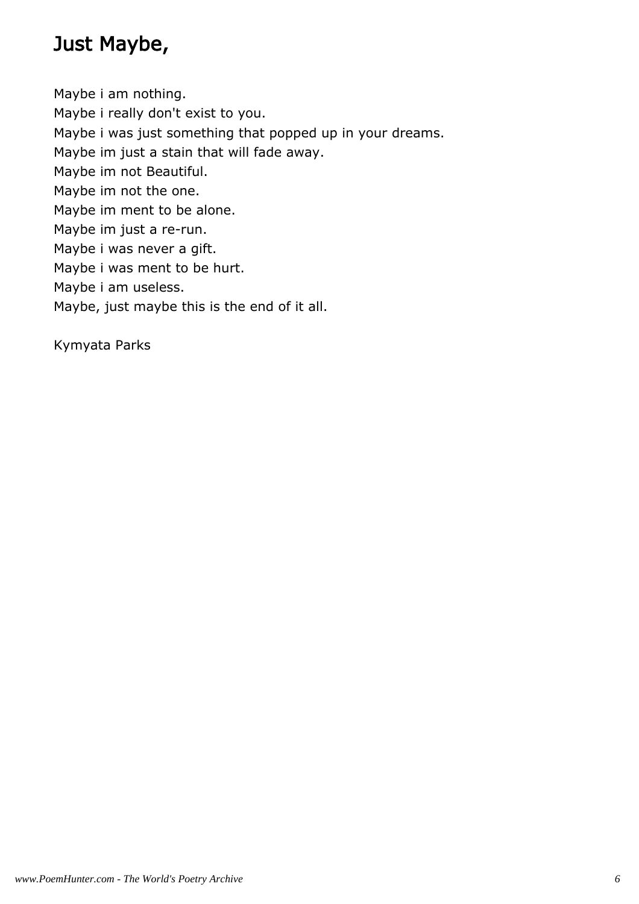# Just Maybe,

Maybe i am nothing.
Maybe i really don't exist to you.
Maybe i was just something that popped up in your dreams.
Maybe im just a stain that will fade away.
Maybe im not Beautiful.
Maybe im not the one.
Maybe im ment to be alone.
Maybe im just a re-run.
Maybe i was never a gift.
Maybe i was ment to be hurt.
Maybe i am useless.
Maybe, just maybe this is the end of it all.

Kymyata Parks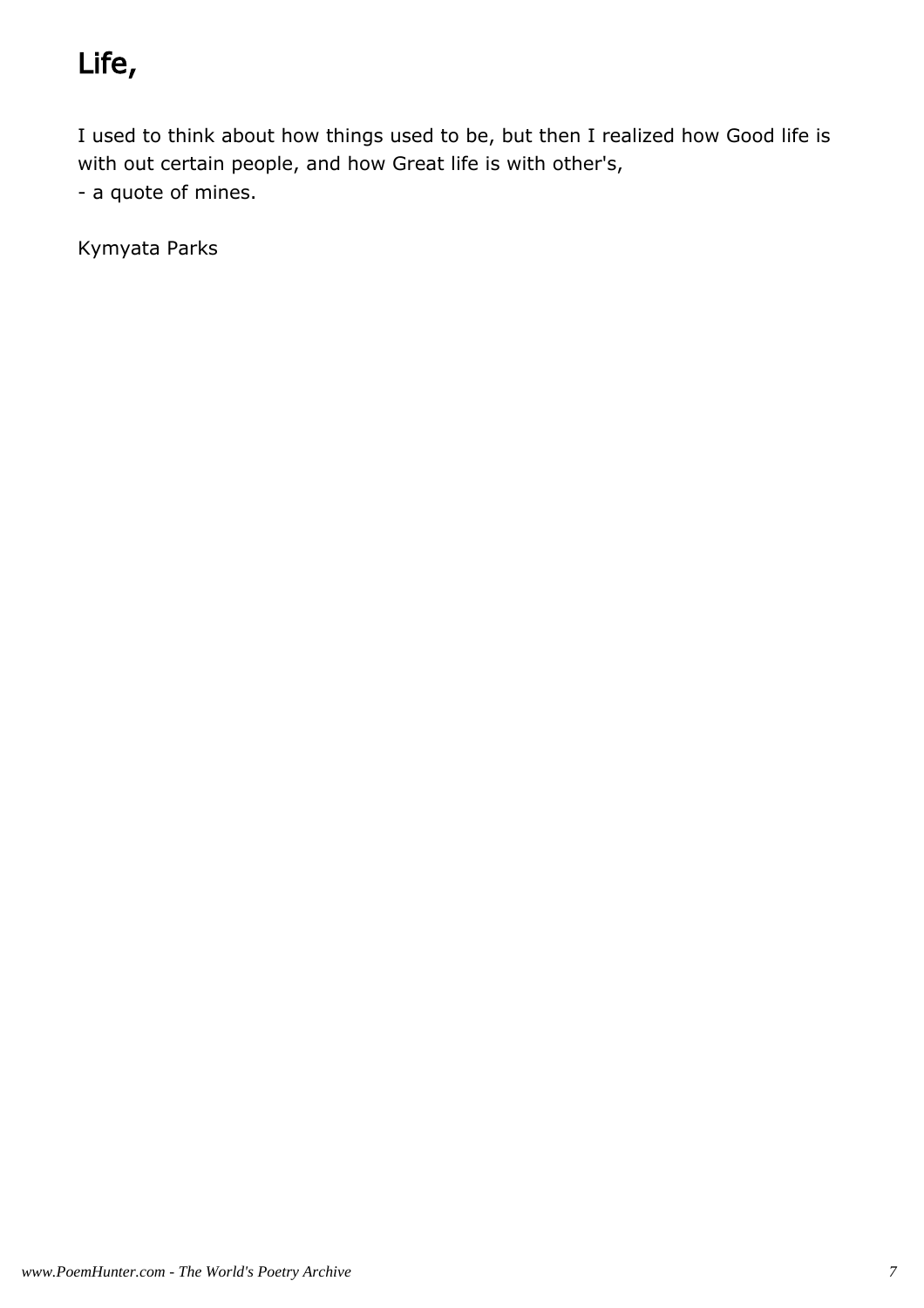# Life,

I used to think about how things used to be, but then I realized how Good life is with out certain people, and how Great life is with other's,
- a quote of mines.

Kymyata Parks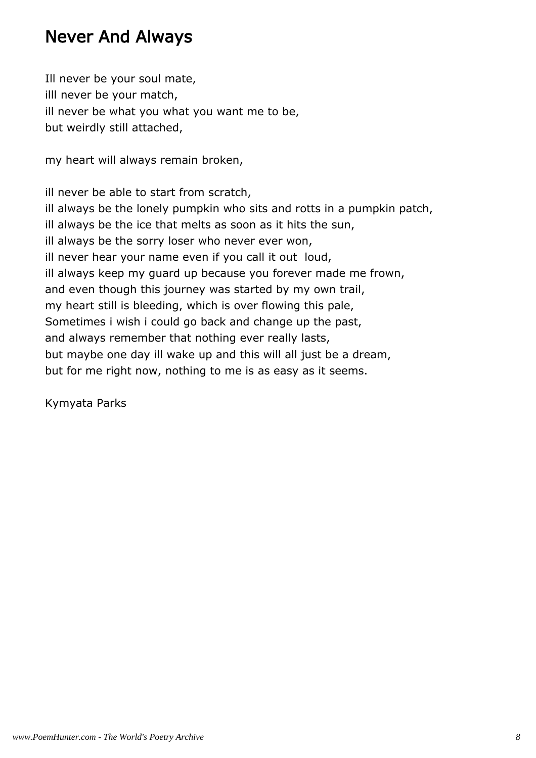## Never And Always

Ill never be your soul mate,  
illl never be your match,  
ill never be what you what you want me to be,  
but weirdly still attached,

my heart will always remain broken,

ill never be able to start from scratch,  
ill always be the lonely pumpkin who sits and rotts in a pumpkin patch,  
ill always be the ice that melts as soon as it hits the sun,  
ill always be the sorry loser who never ever won,  
ill never hear your name even if you call it out  loud,  
ill always keep my guard up because you forever made me frown,  
and even though this journey was started by my own trail,  
my heart still is bleeding, which is over flowing this pale,  
Sometimes i wish i could go back and change up the past,  
and always remember that nothing ever really lasts,  
but maybe one day ill wake up and this will all just be a dream,  
but for me right now, nothing to me is as easy as it seems.

Kymyata Parks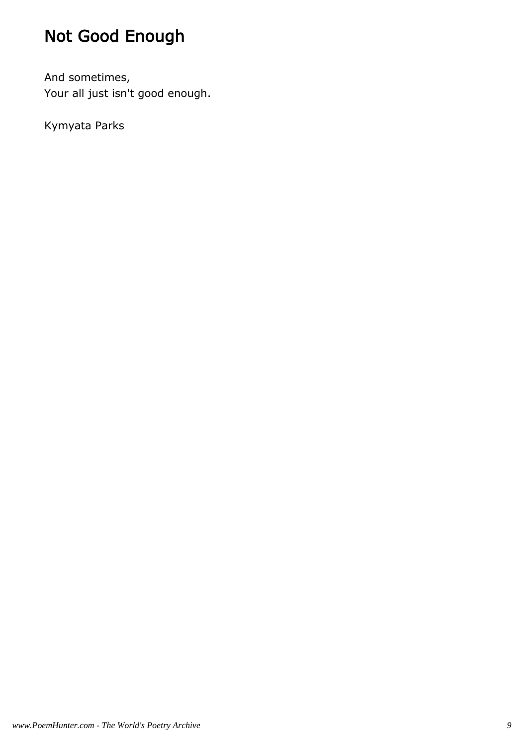# Not Good Enough

And sometimes,  
Your all just isn't good enough.

Kymyata Parks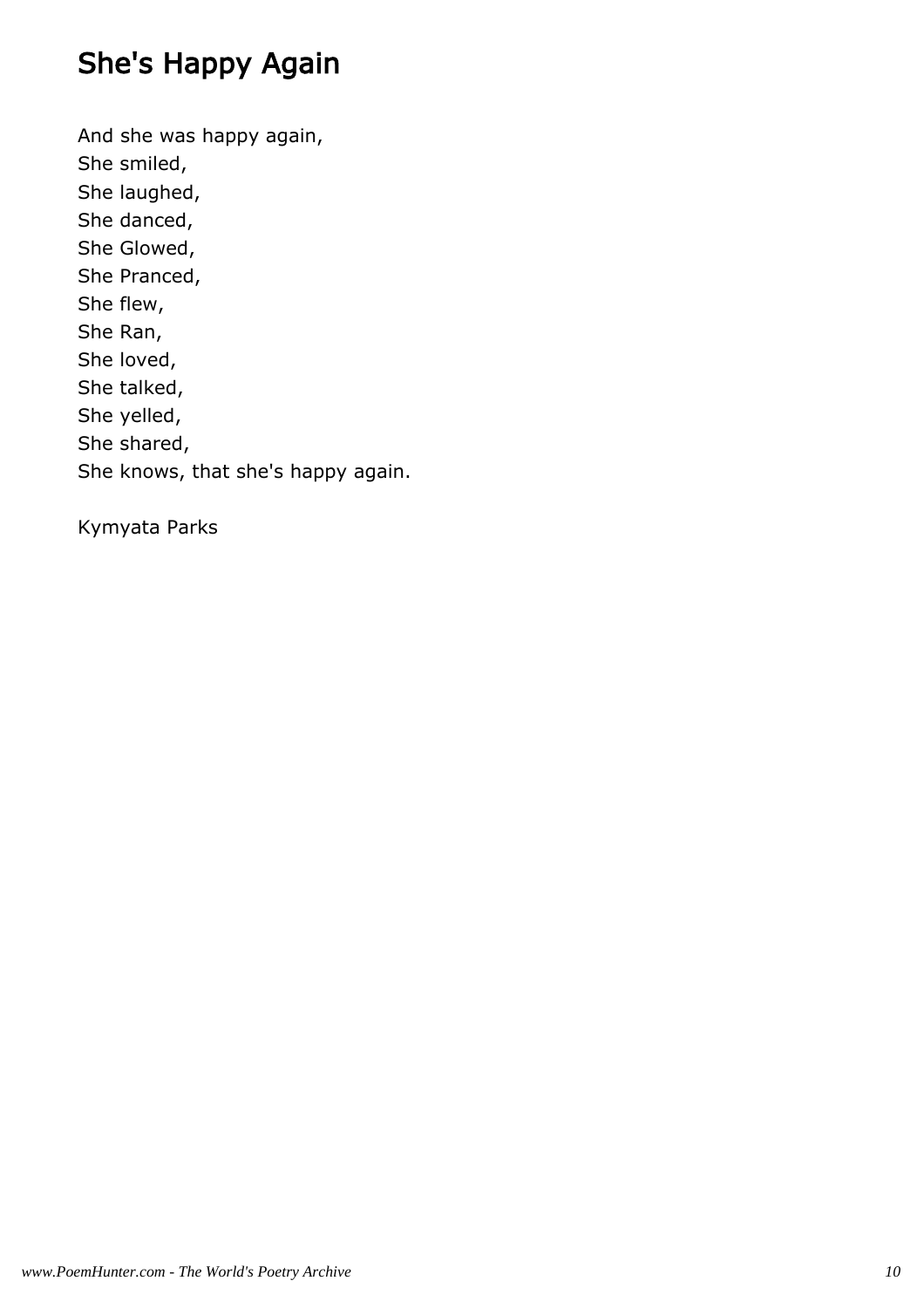# She's Happy Again

And she was happy again,  
She smiled,  
She laughed,  
She danced,  
She Glowed,  
She Pranced,  
She flew,  
She Ran,  
She loved,  
She talked,  
She yelled,  
She shared,  
She knows, that she's happy again.

Kymyata Parks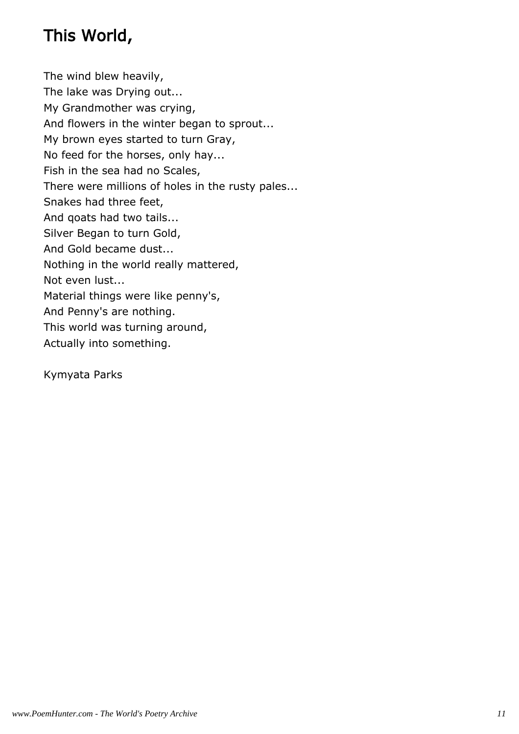## This World,

The wind blew heavily,
The lake was Drying out...
My Grandmother was crying,
And flowers in the winter began to sprout...
My brown eyes started to turn Gray,
No feed for the horses, only hay...
Fish in the sea had no Scales,
There were millions of holes in the rusty pales...
Snakes had three feet,
And qoats had two tails...
Silver Began to turn Gold,
And Gold became dust...
Nothing in the world really mattered,
Not even lust...
Material things were like penny's,
And Penny's are nothing.
This world was turning around,
Actually into something.

Kymyata Parks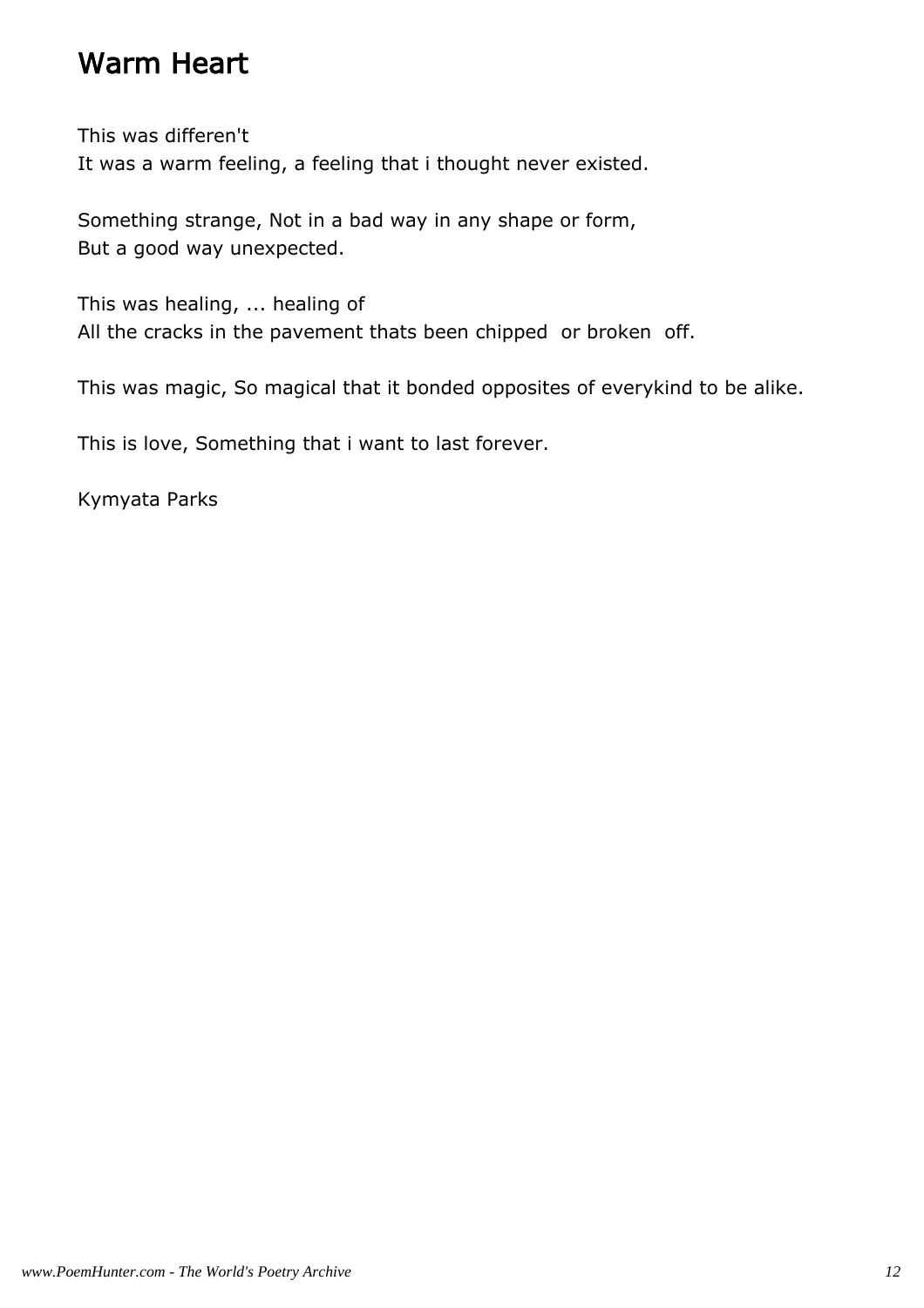# Warm Heart

This was differen't
It was a warm feeling, a feeling that i thought never existed.

Something strange, Not in a bad way in any shape or form,
But a good way unexpected.

This was healing, ... healing of
All the cracks in the pavement thats been chipped  or broken  off.

This was magic, So magical that it bonded opposites of everykind to be alike.

This is love, Something that i want to last forever.

Kymyata Parks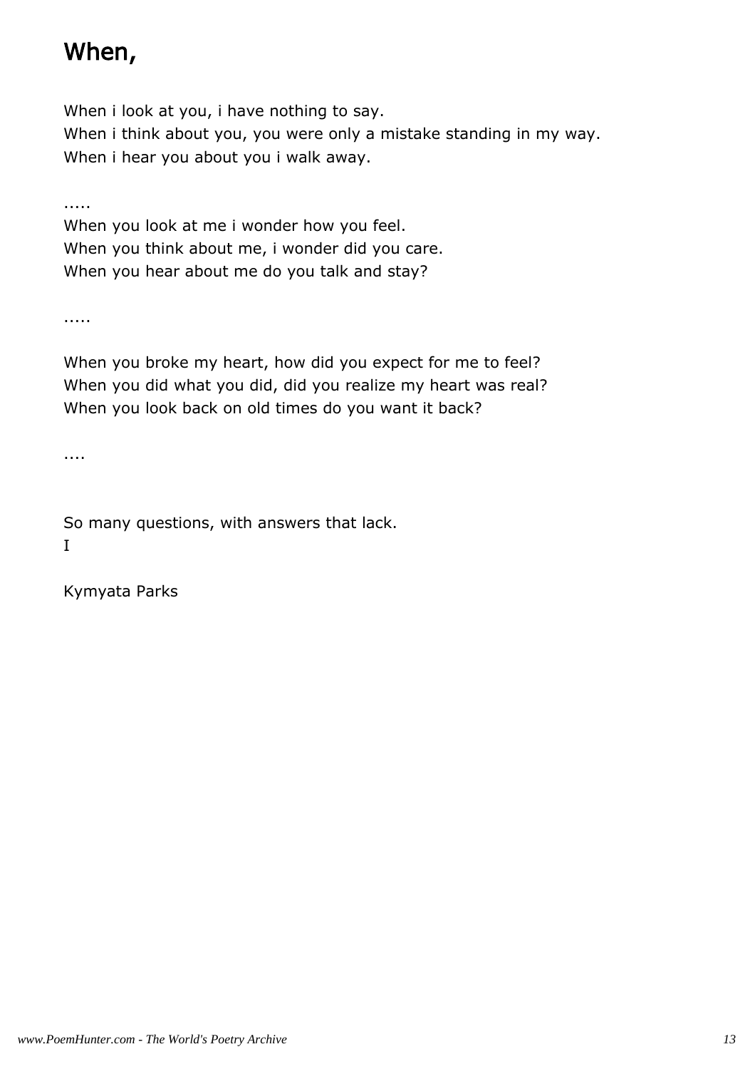# When,

When i look at you, i have nothing to say.
When i think about you, you were only a mistake standing in my way.
When i hear you about you i walk away.

.....
When you look at me i wonder how you feel.
When you think about me, i wonder did you care.
When you hear about me do you talk and stay?

.....

When you broke my heart, how did you expect for me to feel?
When you did what you did, did you realize my heart was real?
When you look back on old times do you want it back?

....

So many questions, with answers that lack.
I

Kymyata Parks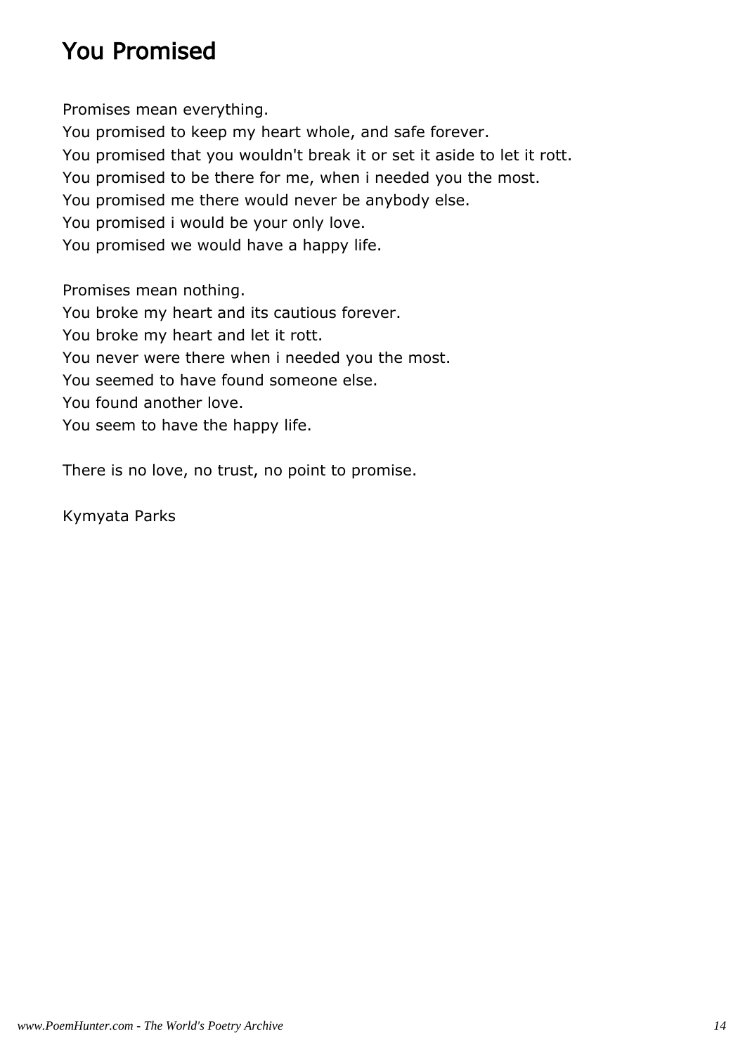# You Promised

Promises mean everything.
You promised to keep my heart whole, and safe forever.
You promised that you wouldn't break it or set it aside to let it rott.
You promised to be there for me, when i needed you the most.
You promised me there would never be anybody else.
You promised i would be your only love.
You promised we would have a happy life.

Promises mean nothing.
You broke my heart and its cautious forever.
You broke my heart and let it rott.
You never were there when i needed you the most.
You seemed to have found someone else.
You found another love.
You seem to have the happy life.

There is no love, no trust, no point to promise.

Kymyata Parks